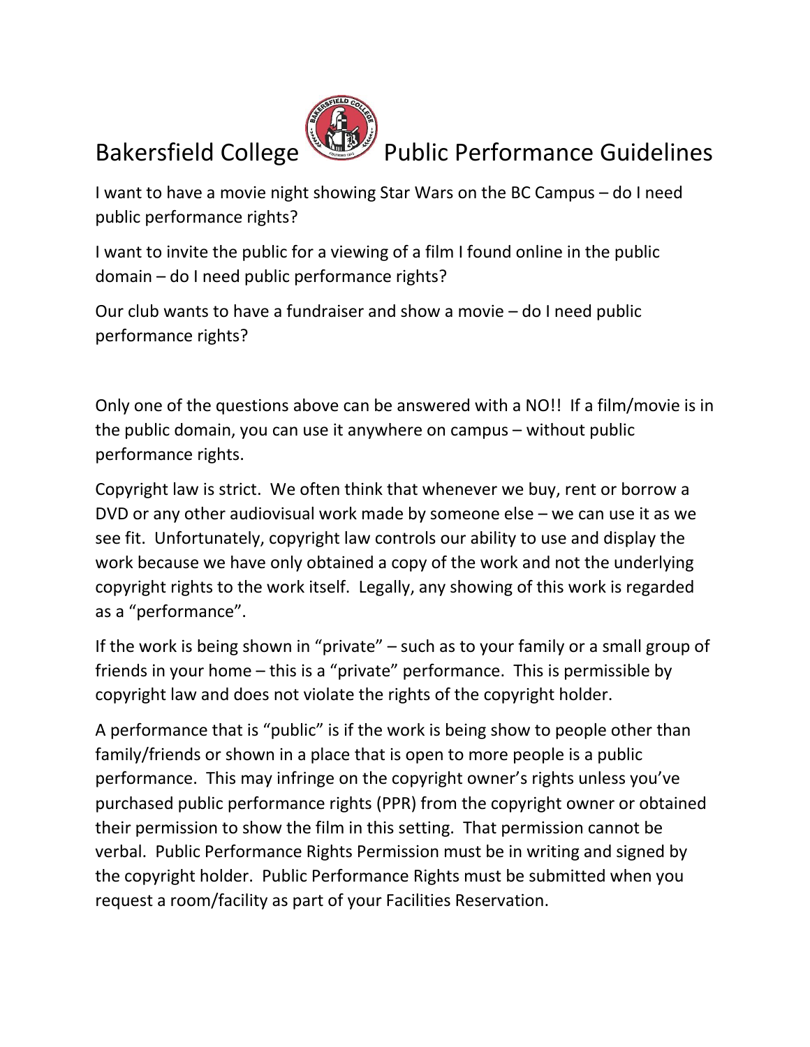# Bakersfield College Public Performance Guidelines

I want to have a movie night showing Star Wars on the BC Campus – do I need public performance rights?

I want to invite the public for a viewing of a film I found online in the public domain – do I need public performance rights?

Our club wants to have a fundraiser and show a movie – do I need public performance rights?

Only one of the questions above can be answered with a NO!! If a film/movie is in the public domain, you can use it anywhere on campus – without public performance rights.

Copyright law is strict. We often think that whenever we buy, rent or borrow a DVD or any other audiovisual work made by someone else – we can use it as we see fit. Unfortunately, copyright law controls our ability to use and display the work because we have only obtained a copy of the work and not the underlying copyright rights to the work itself. Legally, any showing of this work is regarded as a "performance".

If the work is being shown in "private" – such as to your family or a small group of friends in your home – this is a "private" performance. This is permissible by copyright law and does not violate the rights of the copyright holder.

A performance that is "public" is if the work is being show to people other than family/friends or shown in a place that is open to more people is a public performance. This may infringe on the copyright owner's rights unless you've purchased public performance rights (PPR) from the copyright owner or obtained their permission to show the film in this setting. That permission cannot be verbal. Public Performance Rights Permission must be in writing and signed by the copyright holder. Public Performance Rights must be submitted when you request a room/facility as part of your Facilities Reservation.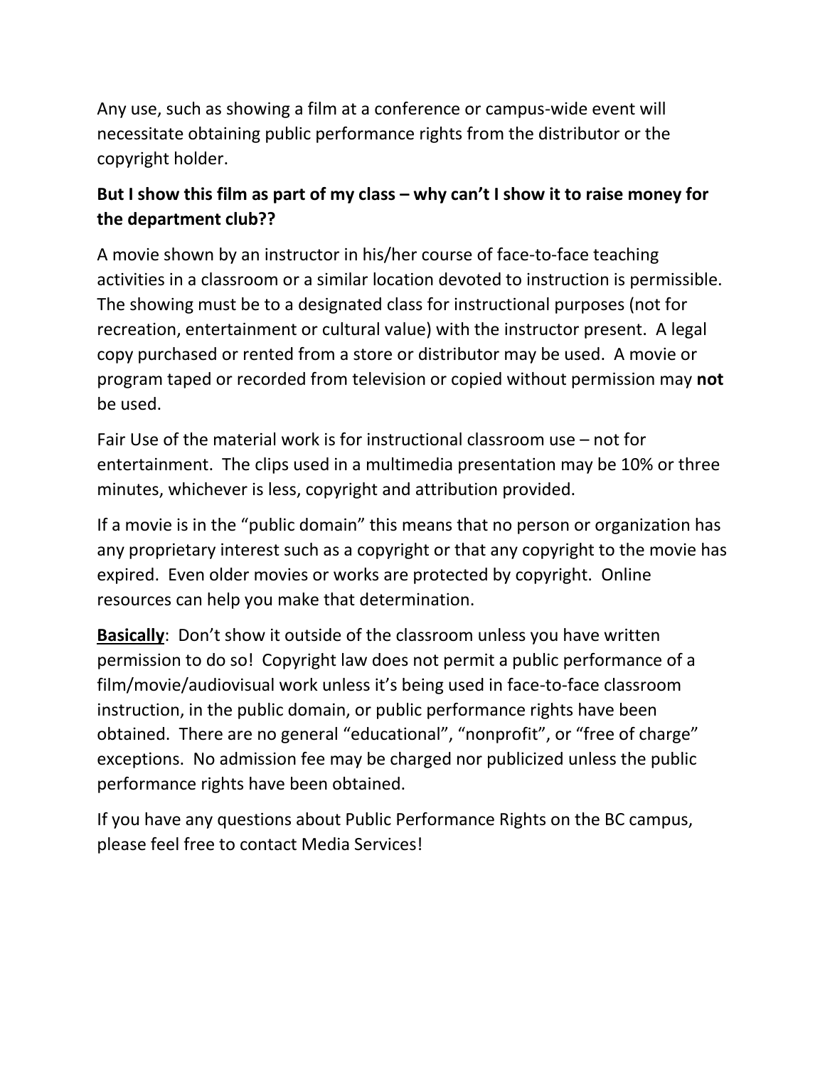Any use, such as showing a film at a conference or campus-wide event will necessitate obtaining public performance rights from the distributor or the copyright holder.

**But I show this film as part of my class – why can't I show it to raise money for the department club??**

A movie shown by an instructor in his/her course of face-to-face teaching activities in a classroom or a similar location devoted to instruction is permissible. The showing must be to a designated class for instructional purposes (not for recreation, entertainment or cultural value) with the instructor present. A legal copy purchased or rented from a store or distributor may be used. A movie or program taped or recorded from television or copied without permission may **not** be used.

Fair Use of the material work is for instructional classroom use – not for entertainment. The clips used in a multimedia presentation may be 10% or three minutes, whichever is less, copyright and attribution provided.

If a movie is in the "public domain" this means that no person or organization has any proprietary interest such as a copyright or that any copyright to the movie has expired. Even older movies or works are protected by copyright. Online resources can help you make that determination.

**<u>Basically</u>**: Don't show it outside of the classroom unless you have written permission to do so! Copyright law does not permit a public performance of a film/movie/audiovisual work unless it's being used in face-to-face classroom instruction, in the public domain, or public performance rights have been obtained. There are no general "educational", "nonprofit", or "free of charge" exceptions. No admission fee may be charged nor publicized unless the public performance rights have been obtained.

If you have any questions about Public Performance Rights on the BC campus, please feel free to contact Media Services!